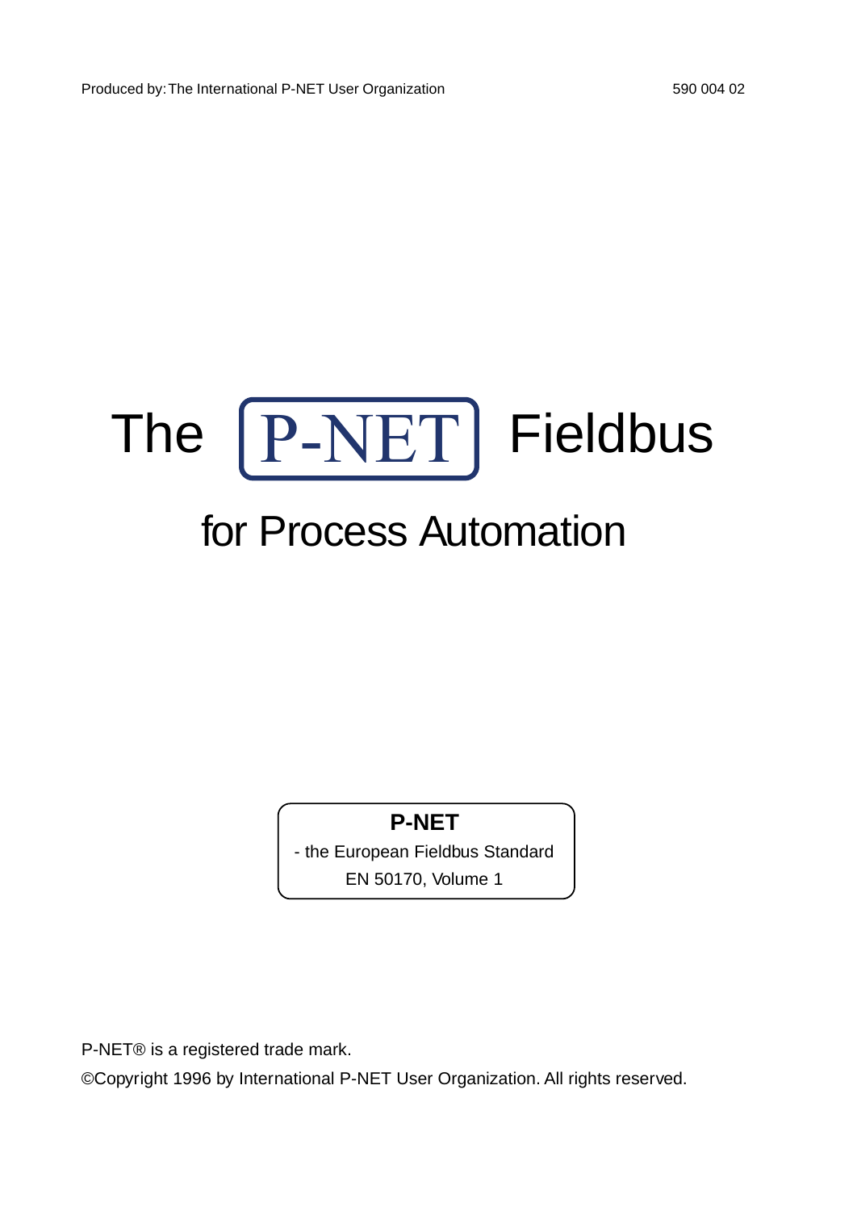Produced by: The International P-NET User Organization 590 004 02

# The P-NET Fieldbus

## for Process Automation

**P-NET**

- the European Fieldbus Standard

EN 50170, Volume 1

P-NET® is a registered trade mark.

©Copyright 1996 by International P-NET User Organization. All rights reserved.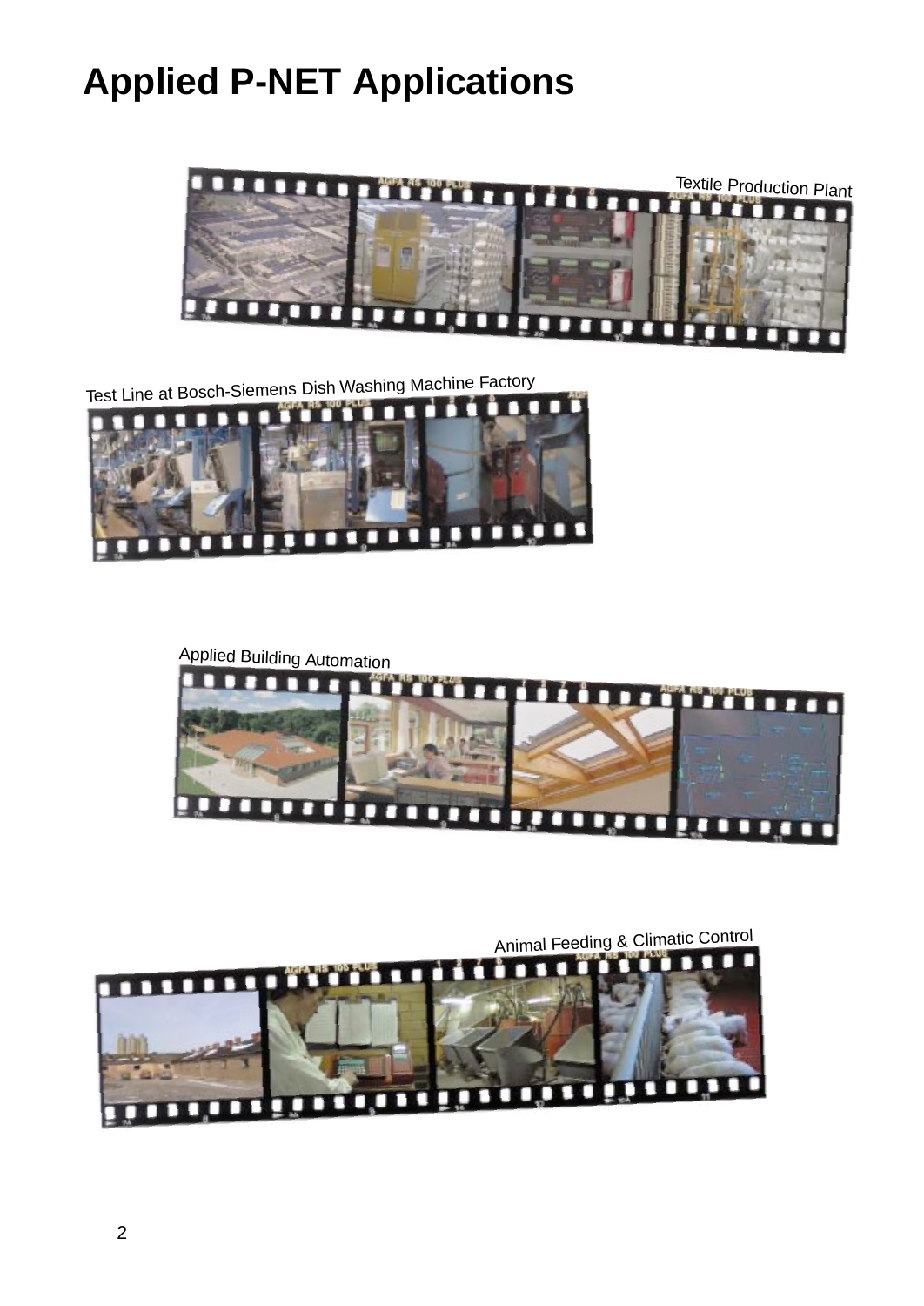# Applied P-NET Applications

Textile Production Plant

Test Line at Bosch-Siemens Dish Washing Machine Factory

Applied Building Automation

Animal Feeding & Climatic Control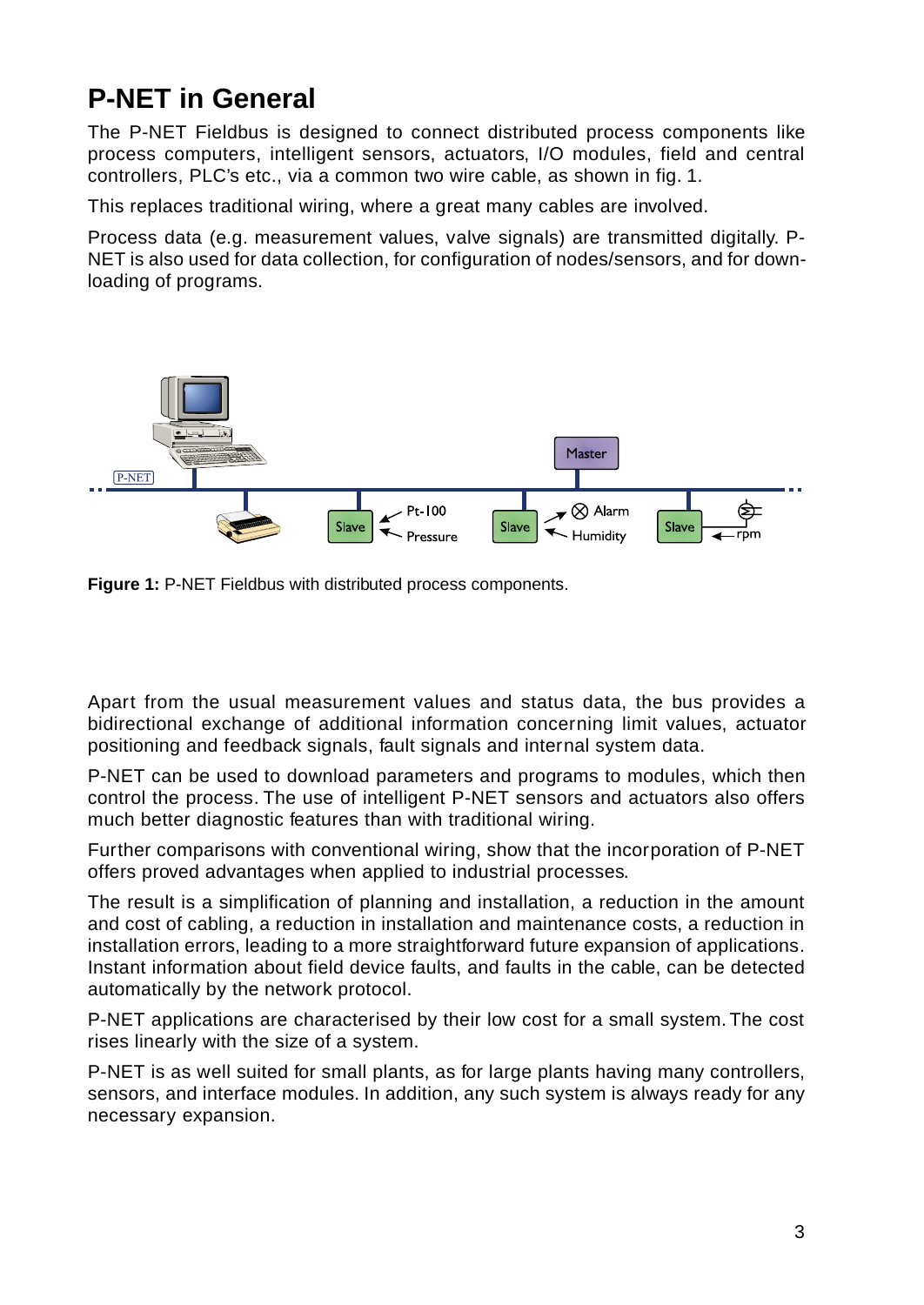# P-NET in General

The P-NET Fieldbus is designed to connect distributed process components like process computers, intelligent sensors, actuators, I/O modules, field and central controllers, PLC's etc., via a common two wire cable, as shown in fig. 1.

This replaces traditional wiring, where a great many cables are involved.

Process data (e.g. measurement values, valve signals) are transmitted digitally. P-NET is also used for data collection, for configuration of nodes/sensors, and for down-loading of programs.

**Figure 1:** P-NET Fieldbus with distributed process components.

Apart from the usual measurement values and status data, the bus provides a bidirectional exchange of additional information concerning limit values, actuator positioning and feedback signals, fault signals and internal system data.

P-NET can be used to download parameters and programs to modules, which then control the process. The use of intelligent P-NET sensors and actuators also offers much better diagnostic features than with traditional wiring.

Further comparisons with conventional wiring, show that the incorporation of P-NET offers proved advantages when applied to industrial processes.

The result is a simplification of planning and installation, a reduction in the amount and cost of cabling, a reduction in installation and maintenance costs, a reduction in installation errors, leading to a more straightforward future expansion of applications. Instant information about field device faults, and faults in the cable, can be detected automatically by the network protocol.

P-NET applications are characterised by their low cost for a small system. The cost rises linearly with the size of a system.

P-NET is as well suited for small plants, as for large plants having many controllers, sensors, and interface modules. In addition, any such system is always ready for any necessary expansion.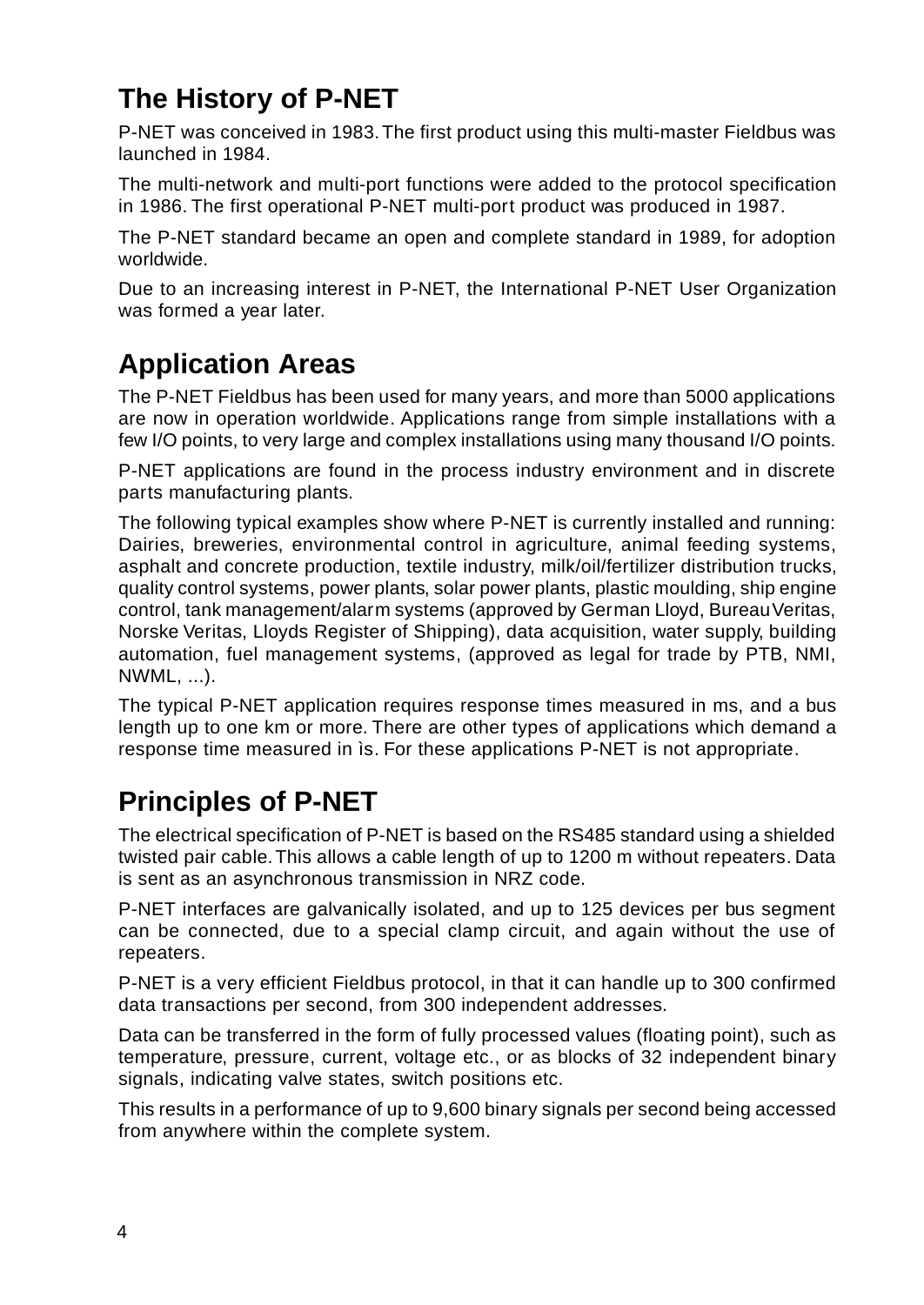## The History of P-NET

P-NET was conceived in 1983. The first product using this multi-master Fieldbus was launched in 1984.

The multi-network and multi-port functions were added to the protocol specification in 1986. The first operational P-NET multi-port product was produced in 1987.

The P-NET standard became an open and complete standard in 1989, for adoption worldwide.

Due to an increasing interest in P-NET, the International P-NET User Organization was formed a year later.

## Application Areas

The P-NET Fieldbus has been used for many years, and more than 5000 applications are now in operation worldwide. Applications range from simple installations with a few I/O points, to very large and complex installations using many thousand I/O points.

P-NET applications are found in the process industry environment and in discrete parts manufacturing plants.

The following typical examples show where P-NET is currently installed and running: Dairies, breweries, environmental control in agriculture, animal feeding systems, asphalt and concrete production, textile industry, milk/oil/fertilizer distribution trucks, quality control systems, power plants, solar power plants, plastic moulding, ship engine control, tank management/alarm systems (approved by German Lloyd, Bureau Veritas, Norske Veritas, Lloyds Register of Shipping), data acquisition, water supply, building automation, fuel management systems, (approved as legal for trade by PTB, NMI, NWML, ...).

The typical P-NET application requires response times measured in ms, and a bus length up to one km or more. There are other types of applications which demand a response time measured in ìs. For these applications P-NET is not appropriate.

## Principles of P-NET

The electrical specification of P-NET is based on the RS485 standard using a shielded twisted pair cable. This allows a cable length of up to 1200 m without repeaters. Data is sent as an asynchronous transmission in NRZ code.

P-NET interfaces are galvanically isolated, and up to 125 devices per bus segment can be connected, due to a special clamp circuit, and again without the use of repeaters.

P-NET is a very efficient Fieldbus protocol, in that it can handle up to 300 confirmed data transactions per second, from 300 independent addresses.

Data can be transferred in the form of fully processed values (floating point), such as temperature, pressure, current, voltage etc., or as blocks of 32 independent binary signals, indicating valve states, switch positions etc.

This results in a performance of up to 9,600 binary signals per second being accessed from anywhere within the complete system.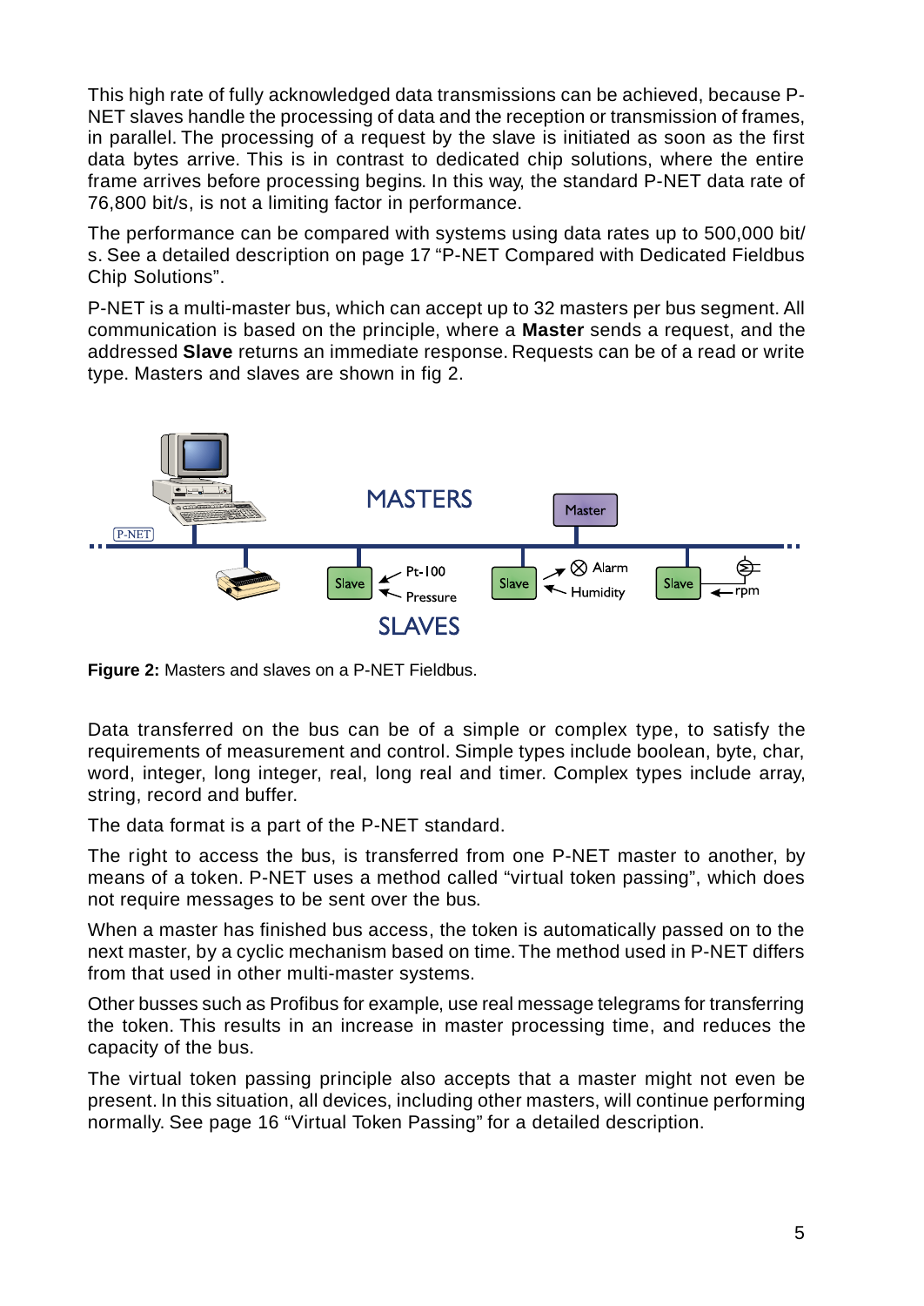This high rate of fully acknowledged data transmissions can be achieved, because P-NET slaves handle the processing of data and the reception or transmission of frames, in parallel. The processing of a request by the slave is initiated as soon as the first data bytes arrive. This is in contrast to dedicated chip solutions, where the entire frame arrives before processing begins. In this way, the standard P-NET data rate of 76,800 bit/s, is not a limiting factor in performance.

The performance can be compared with systems using data rates up to 500,000 bit/s. See a detailed description on page 17 “P-NET Compared with Dedicated Fieldbus Chip Solutions”.

P-NET is a multi-master bus, which can accept up to 32 masters per bus segment. All communication is based on the principle, where a **Master** sends a request, and the addressed **Slave** returns an immediate response. Requests can be of a read or write type. Masters and slaves are shown in fig 2.

**Figure 2:** Masters and slaves on a P-NET Fieldbus.

Data transferred on the bus can be of a simple or complex type, to satisfy the requirements of measurement and control. Simple types include boolean, byte, char, word, integer, long integer, real, long real and timer. Complex types include array, string, record and buffer.

The data format is a part of the P-NET standard.

The right to access the bus, is transferred from one P-NET master to another, by means of a token. P-NET uses a method called “virtual token passing”, which does not require messages to be sent over the bus.

When a master has finished bus access, the token is automatically passed on to the next master, by a cyclic mechanism based on time. The method used in P-NET differs from that used in other multi-master systems.

Other busses such as Profibus for example, use real message telegrams for transferring the token. This results in an increase in master processing time, and reduces the capacity of the bus.

The virtual token passing principle also accepts that a master might not even be present. In this situation, all devices, including other masters, will continue performing normally. See page 16 “Virtual Token Passing” for a detailed description.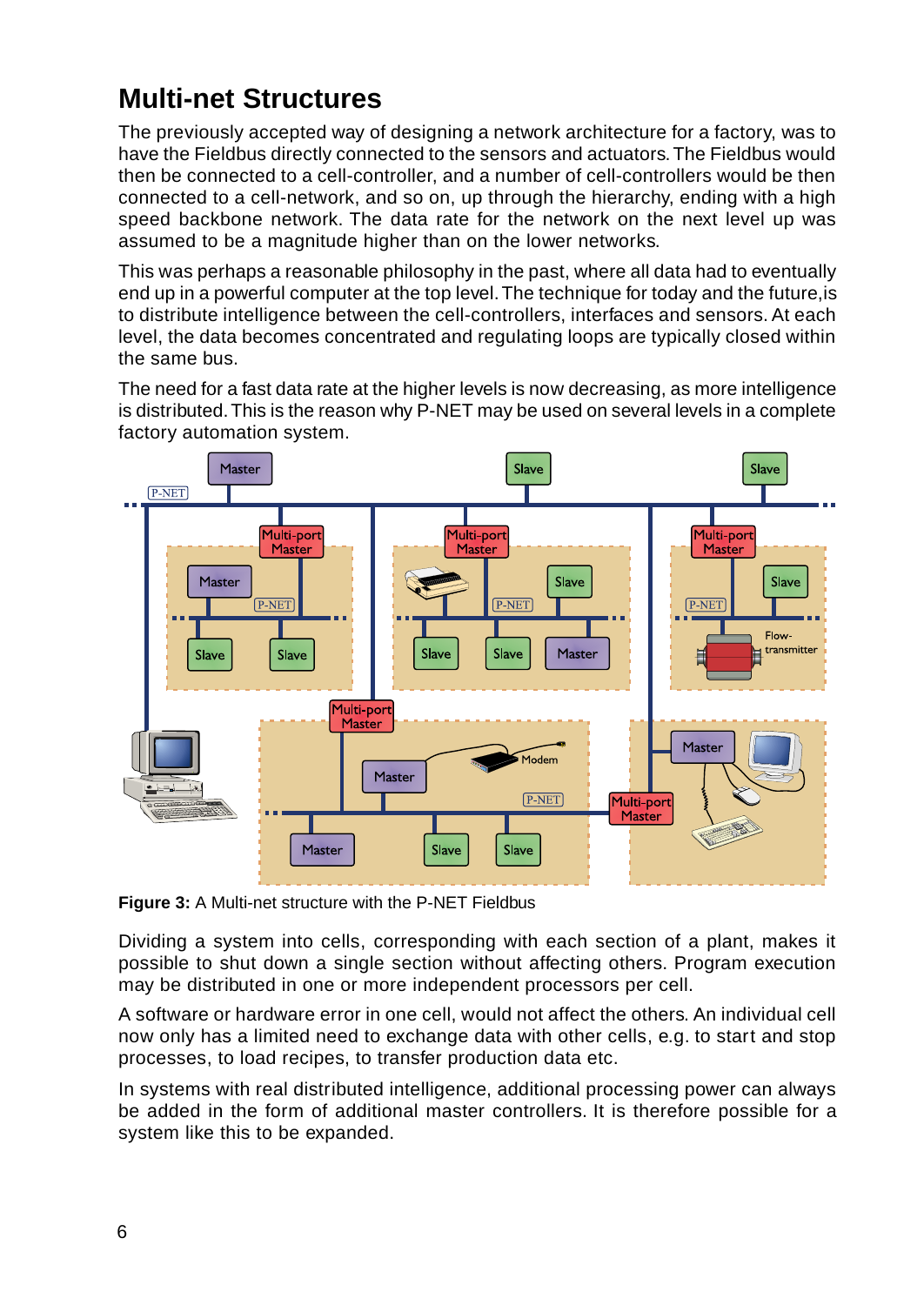# Multi-net Structures

The previously accepted way of designing a network architecture for a factory, was to have the Fieldbus directly connected to the sensors and actuators. The Fieldbus would then be connected to a cell-controller, and a number of cell-controllers would be then connected to a cell-network, and so on, up through the hierarchy, ending with a high speed backbone network. The data rate for the network on the next level up was assumed to be a magnitude higher than on the lower networks.

This was perhaps a reasonable philosophy in the past, where all data had to eventually end up in a powerful computer at the top level. The technique for today and the future,is to distribute intelligence between the cell-controllers, interfaces and sensors. At each level, the data becomes concentrated and regulating loops are typically closed within the same bus.

The need for a fast data rate at the higher levels is now decreasing, as more intelligence is distributed. This is the reason why P-NET may be used on several levels in a complete factory automation system.

**Figure 3:** A Multi-net structure with the P-NET Fieldbus

Dividing a system into cells, corresponding with each section of a plant, makes it possible to shut down a single section without affecting others. Program execution may be distributed in one or more independent processors per cell.

A software or hardware error in one cell, would not affect the others. An individual cell now only has a limited need to exchange data with other cells, e.g. to start and stop processes, to load recipes, to transfer production data etc.

In systems with real distributed intelligence, additional processing power can always be added in the form of additional master controllers. It is therefore possible for a system like this to be expanded.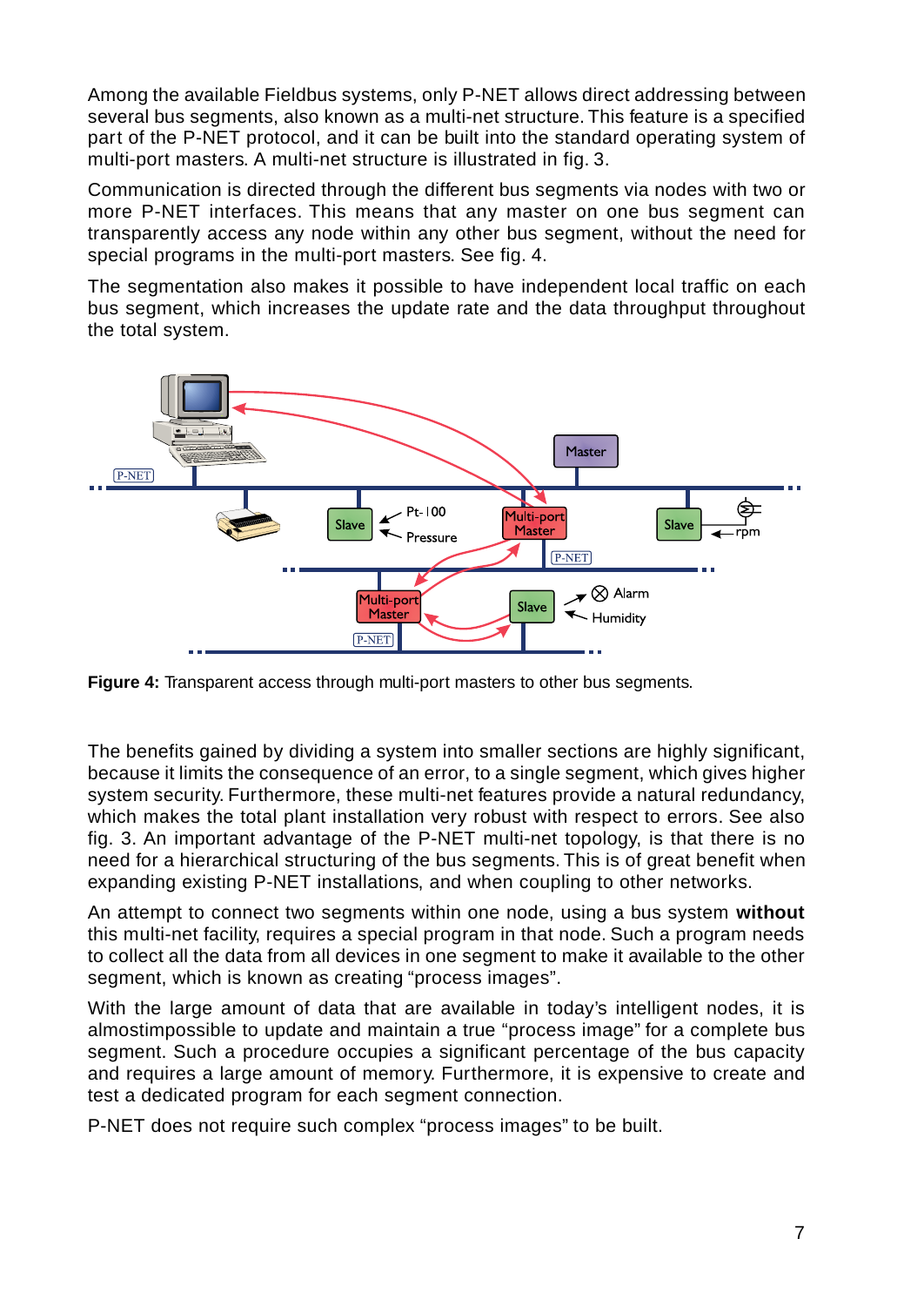Among the available Fieldbus systems, only P-NET allows direct addressing between several bus segments, also known as a multi-net structure. This feature is a specified part of the P-NET protocol, and it can be built into the standard operating system of multi-port masters. A multi-net structure is illustrated in fig. 3.

Communication is directed through the different bus segments via nodes with two or more P-NET interfaces. This means that any master on one bus segment can transparently access any node within any other bus segment, without the need for special programs in the multi-port masters. See fig. 4.

The segmentation also makes it possible to have independent local traffic on each bus segment, which increases the update rate and the data throughput throughout the total system.

**Figure 4:** Transparent access through multi-port masters to other bus segments.

The benefits gained by dividing a system into smaller sections are highly significant, because it limits the consequence of an error, to a single segment, which gives higher system security. Furthermore, these multi-net features provide a natural redundancy, which makes the total plant installation very robust with respect to errors. See also fig. 3. An important advantage of the P-NET multi-net topology, is that there is no need for a hierarchical structuring of the bus segments. This is of great benefit when expanding existing P-NET installations, and when coupling to other networks.

An attempt to connect two segments within one node, using a bus system **without** this multi-net facility, requires a special program in that node. Such a program needs to collect all the data from all devices in one segment to make it available to the other segment, which is known as creating “process images”.

With the large amount of data that are available in today’s intelligent nodes, it is almostimpossible to update and maintain a true “process image” for a complete bus segment. Such a procedure occupies a significant percentage of the bus capacity and requires a large amount of memory. Furthermore, it is expensive to create and test a dedicated program for each segment connection.

P-NET does not require such complex “process images” to be built.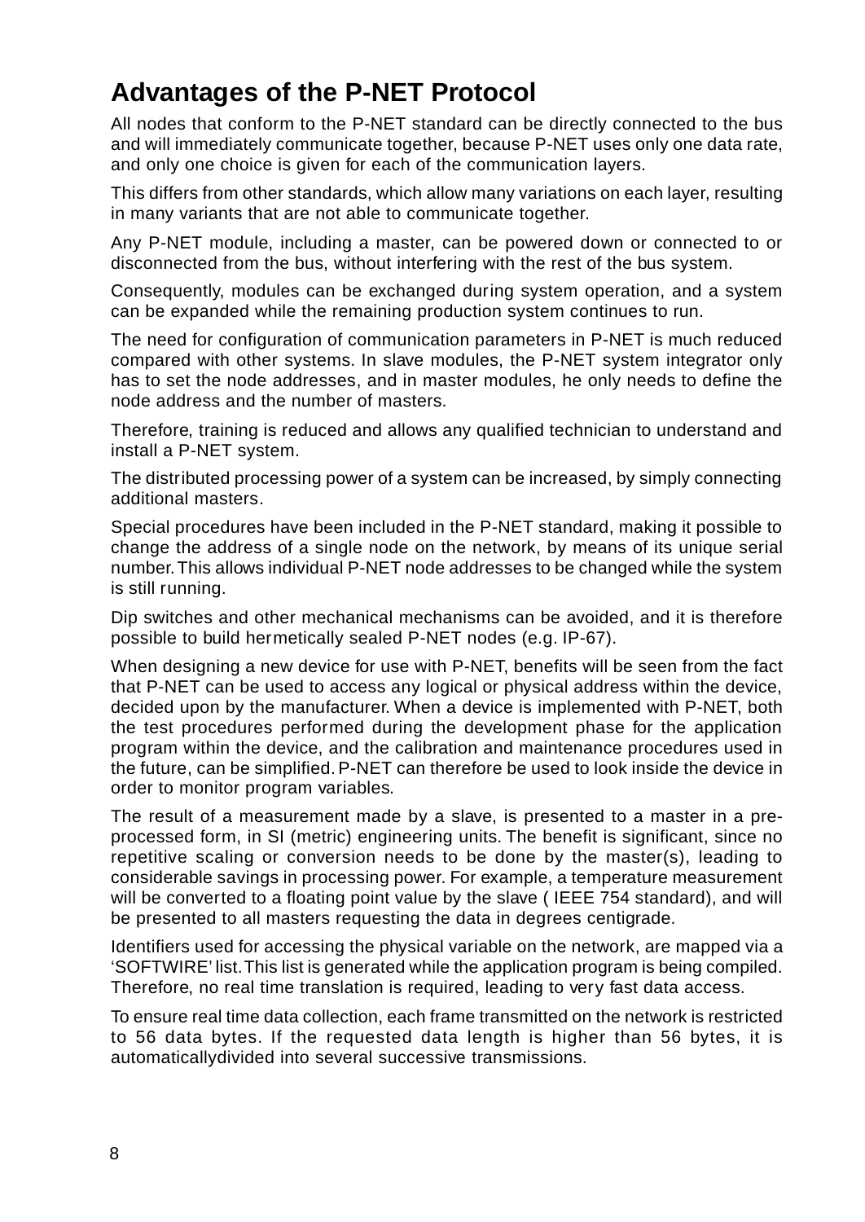## Advantages of the P-NET Protocol

All nodes that conform to the P-NET standard can be directly connected to the bus and will immediately communicate together, because P-NET uses only one data rate, and only one choice is given for each of the communication layers.

This differs from other standards, which allow many variations on each layer, resulting in many variants that are not able to communicate together.

Any P-NET module, including a master, can be powered down or connected to or disconnected from the bus, without interfering with the rest of the bus system.

Consequently, modules can be exchanged during system operation, and a system can be expanded while the remaining production system continues to run.

The need for configuration of communication parameters in P-NET is much reduced compared with other systems. In slave modules, the P-NET system integrator only has to set the node addresses, and in master modules, he only needs to define the node address and the number of masters.

Therefore, training is reduced and allows any qualified technician to understand and install a P-NET system.

The distributed processing power of a system can be increased, by simply connecting additional masters.

Special procedures have been included in the P-NET standard, making it possible to change the address of a single node on the network, by means of its unique serial number. This allows individual P-NET node addresses to be changed while the system is still running.

Dip switches and other mechanical mechanisms can be avoided, and it is therefore possible to build hermetically sealed P-NET nodes (e.g. IP-67).

When designing a new device for use with P-NET, benefits will be seen from the fact that P-NET can be used to access any logical or physical address within the device, decided upon by the manufacturer. When a device is implemented with P-NET, both the test procedures performed during the development phase for the application program within the device, and the calibration and maintenance procedures used in the future, can be simplified. P-NET can therefore be used to look inside the device in order to monitor program variables.

The result of a measurement made by a slave, is presented to a master in a pre-processed form, in SI (metric) engineering units. The benefit is significant, since no repetitive scaling or conversion needs to be done by the master(s), leading to considerable savings in processing power. For example, a temperature measurement will be converted to a floating point value by the slave ( IEEE 754 standard), and will be presented to all masters requesting the data in degrees centigrade.

Identifiers used for accessing the physical variable on the network, are mapped via a 'SOFTWIRE' list. This list is generated while the application program is being compiled. Therefore, no real time translation is required, leading to very fast data access.

To ensure real time data collection, each frame transmitted on the network is restricted to 56 data bytes. If the requested data length is higher than 56 bytes, it is automaticallydivided into several successive transmissions.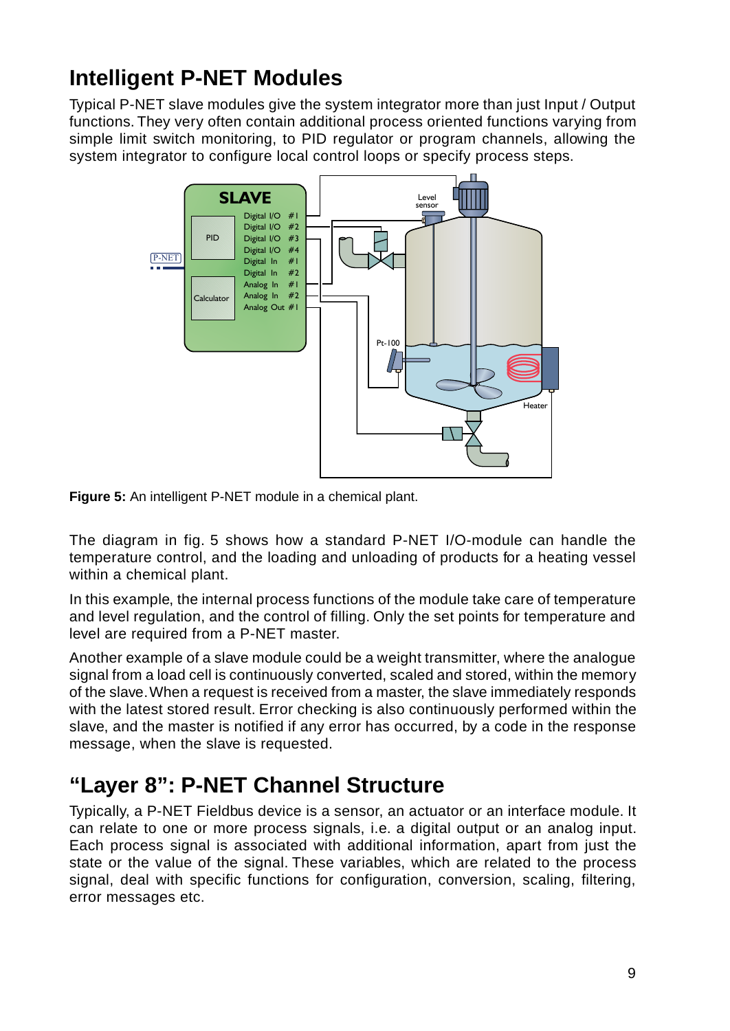## Intelligent P-NET Modules

Typical P-NET slave modules give the system integrator more than just Input / Output functions. They very often contain additional process oriented functions varying from simple limit switch monitoring, to PID regulator or program channels, allowing the system integrator to configure local control loops or specify process steps.

**Figure 5:** An intelligent P-NET module in a chemical plant.

The diagram in fig. 5 shows how a standard P-NET I/O-module can handle the temperature control, and the loading and unloading of products for a heating vessel within a chemical plant.

In this example, the internal process functions of the module take care of temperature and level regulation, and the control of filling. Only the set points for temperature and level are required from a P-NET master.

Another example of a slave module could be a weight transmitter, where the analogue signal from a load cell is continuously converted, scaled and stored, within the memory of the slave. When a request is received from a master, the slave immediately responds with the latest stored result. Error checking is also continuously performed within the slave, and the master is notified if any error has occurred, by a code in the response message, when the slave is requested.

## “Layer 8”: P-NET Channel Structure

Typically, a P-NET Fieldbus device is a sensor, an actuator or an interface module. It can relate to one or more process signals, i.e. a digital output or an analog input. Each process signal is associated with additional information, apart from just the state or the value of the signal. These variables, which are related to the process signal, deal with specific functions for configuration, conversion, scaling, filtering, error messages etc.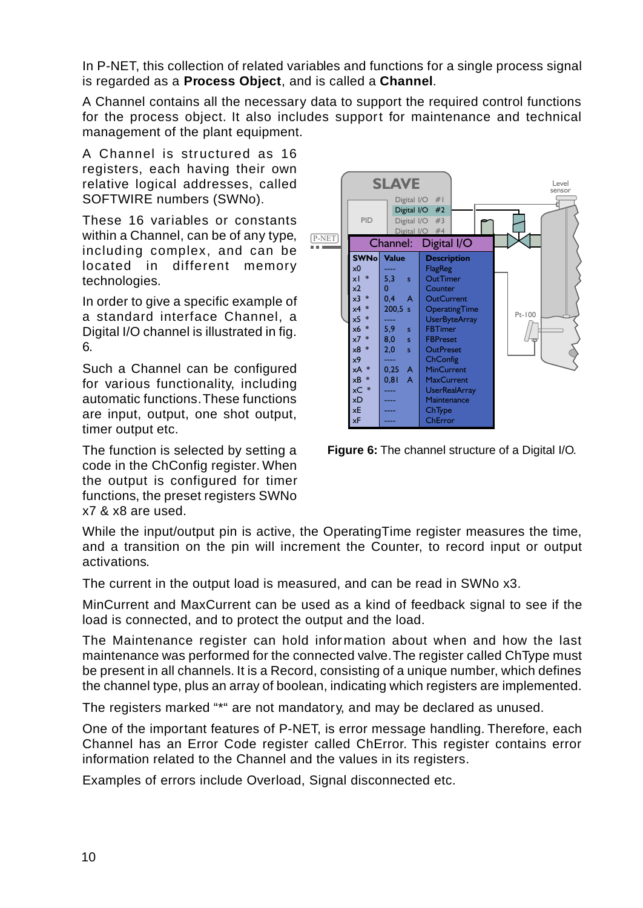In P-NET, this collection of related variables and functions for a single process signal is regarded as a **Process Object**, and is called a **Channel**.

A Channel contains all the necessary data to support the required control functions for the process object. It also includes support for maintenance and technical management of the plant equipment.

A Channel is structured as 16 registers, each having their own relative logical addresses, called SOFTWIRE numbers (SWNo).

These 16 variables or constants within a Channel, can be of any type, including complex, and can be located in different memory technologies.

In order to give a specific example of a standard interface Channel, a Digital I/O channel is illustrated in fig. 6.

Such a Channel can be configured for various functionality, including automatic functions. These functions are input, output, one shot output, timer output etc.

The function is selected by setting a code in the ChConfig register. When the output is configured for timer functions, the preset registers SWNo x7 & x8 are used.

**Channel: Digital I/O**

| SWNo | Value | Description |
|---|---|---|
| x0 | ---- | FlagReg |
| x1 * | 5,3 s | OutTimer |
| x2 | 0 | Counter |
| x3 * | 0,4 A | OutCurrent |
| x4 * | 200,5 s | OperatingTime |
| x5 * | ---- | UserByteArray |
| x6 * | 5,9 s | FBTimer |
| x7 * | 8,0 s | FBPreset |
| x8 * | 2,0 s | OutPreset |
| x9 | ---- | ChConfig |
| xA * | 0,25 A | MinCurrent |
| xB * | 0,81 A | MaxCurrent |
| xC * | ---- | UserRealArray |
| xD | ---- | Maintenance |
| xE | ---- | ChType |
| xF | ---- | ChError |

**Figure 6:** The channel structure of a Digital I/O.

While the input/output pin is active, the OperatingTime register measures the time, and a transition on the pin will increment the Counter, to record input or output activations.

The current in the output load is measured, and can be read in SWNo x3.

MinCurrent and MaxCurrent can be used as a kind of feedback signal to see if the load is connected, and to protect the output and the load.

The Maintenance register can hold information about when and how the last maintenance was performed for the connected valve. The register called ChType must be present in all channels. It is a Record, consisting of a unique number, which defines the channel type, plus an array of boolean, indicating which registers are implemented.

The registers marked "*" are not mandatory, and may be declared as unused.

One of the important features of P-NET, is error message handling. Therefore, each Channel has an Error Code register called ChError. This register contains error information related to the Channel and the values in its registers.

Examples of errors include Overload, Signal disconnected etc.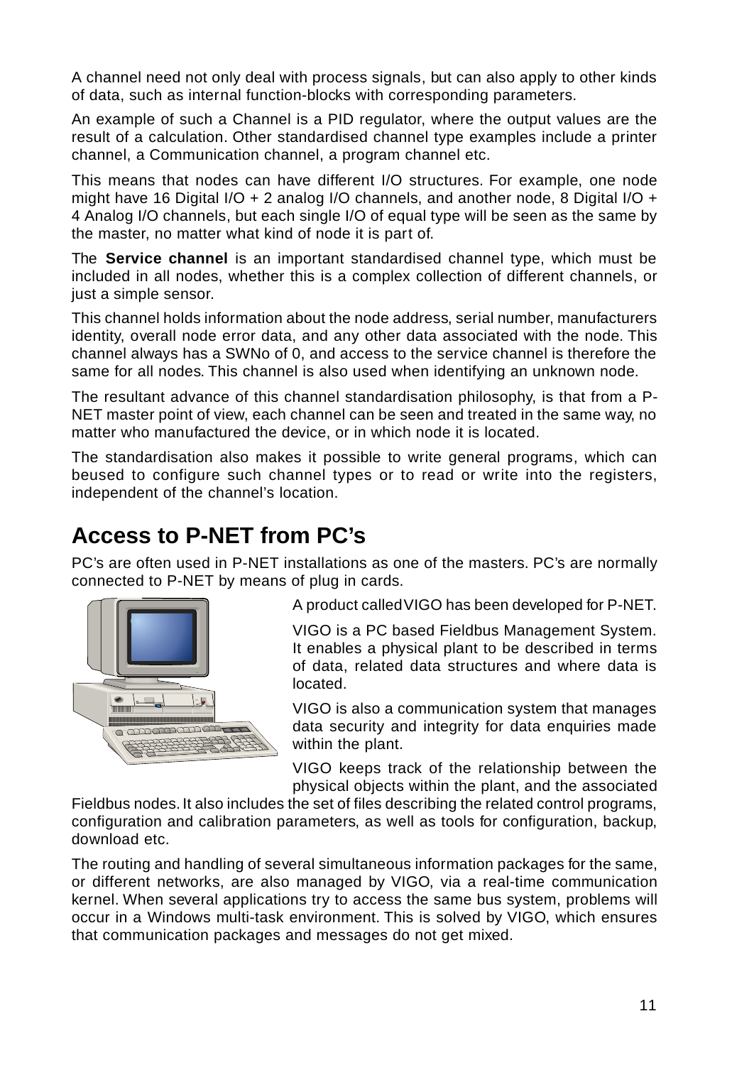A channel need not only deal with process signals, but can also apply to other kinds of data, such as internal function-blocks with corresponding parameters.

An example of such a Channel is a PID regulator, where the output values are the result of a calculation. Other standardised channel type examples include a printer channel, a Communication channel, a program channel etc.

This means that nodes can have different I/O structures. For example, one node might have 16 Digital I/O + 2 analog I/O channels, and another node, 8 Digital I/O + 4 Analog I/O channels, but each single I/O of equal type will be seen as the same by the master, no matter what kind of node it is part of.

The **Service channel** is an important standardised channel type, which must be included in all nodes, whether this is a complex collection of different channels, or just a simple sensor.

This channel holds information about the node address, serial number, manufacturers identity, overall node error data, and any other data associated with the node. This channel always has a SWNo of 0, and access to the service channel is therefore the same for all nodes. This channel is also used when identifying an unknown node.

The resultant advance of this channel standardisation philosophy, is that from a P-NET master point of view, each channel can be seen and treated in the same way, no matter who manufactured the device, or in which node it is located.

The standardisation also makes it possible to write general programs, which can beused to configure such channel types or to read or write into the registers, independent of the channel's location.

## Access to P-NET from PC's

PC's are often used in P-NET installations as one of the masters. PC's are normally connected to P-NET by means of plug in cards.

A product called VIGO has been developed for P-NET.

VIGO is a PC based Fieldbus Management System. It enables a physical plant to be described in terms of data, related data structures and where data is located.

VIGO is also a communication system that manages data security and integrity for data enquiries made within the plant.

VIGO keeps track of the relationship between the physical objects within the plant, and the associated Fieldbus nodes. It also includes the set of files describing the related control programs, configuration and calibration parameters, as well as tools for configuration, backup, download etc.

The routing and handling of several simultaneous information packages for the same, or different networks, are also managed by VIGO, via a real-time communication kernel. When several applications try to access the same bus system, problems will occur in a Windows multi-task environment. This is solved by VIGO, which ensures that communication packages and messages do not get mixed.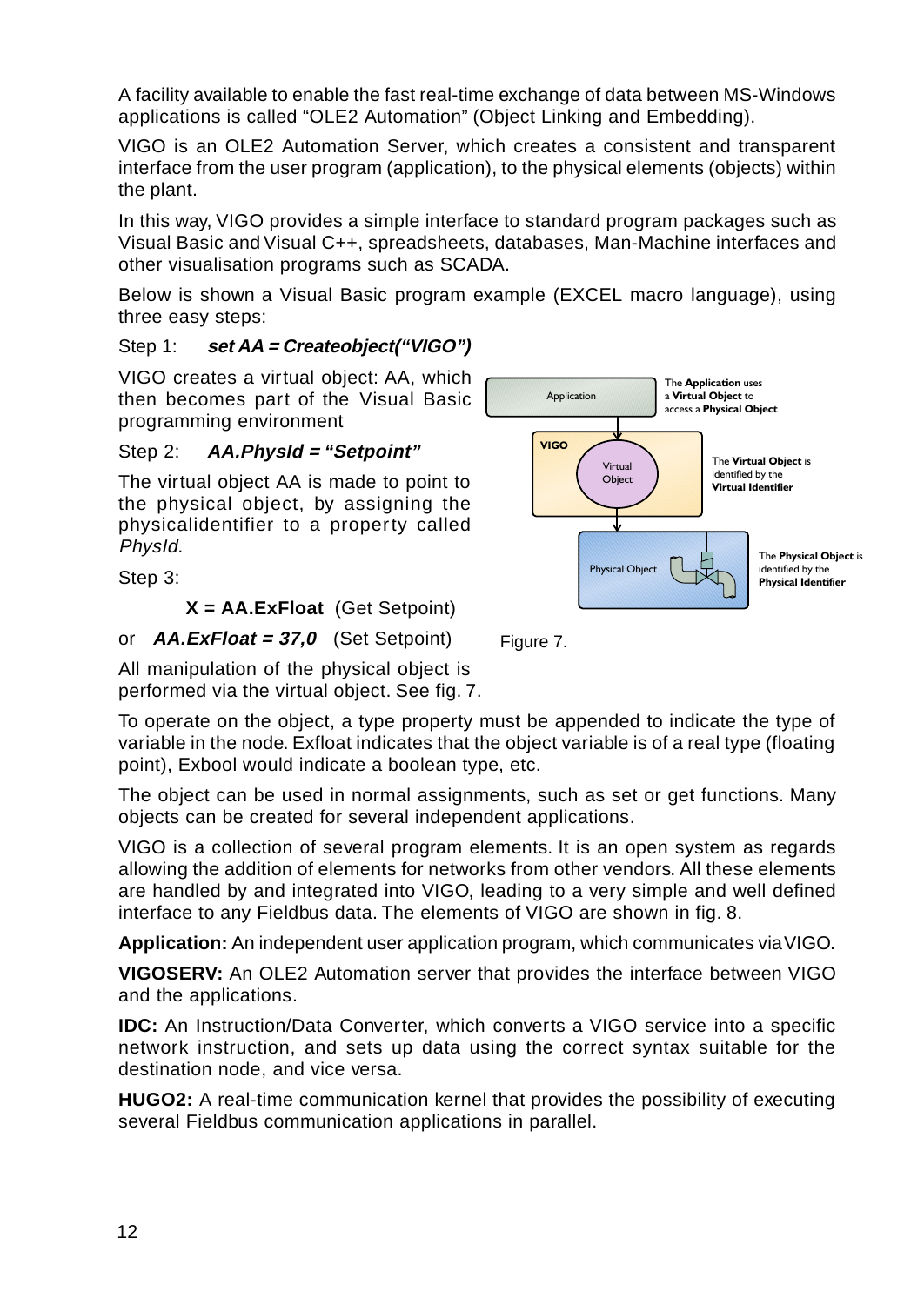A facility available to enable the fast real-time exchange of data between MS-Windows applications is called "OLE2 Automation" (Object Linking and Embedding).

VIGO is an OLE2 Automation Server, which creates a consistent and transparent interface from the user program (application), to the physical elements (objects) within the plant.

In this way, VIGO provides a simple interface to standard program packages such as Visual Basic and Visual C++, spreadsheets, databases, Man-Machine interfaces and other visualisation programs such as SCADA.

Below is shown a Visual Basic program example (EXCEL macro language), using three easy steps:

Step 1: ***set AA = Createobject("VIGO")***

VIGO creates a virtual object: AA, which then becomes part of the Visual Basic programming environment

Step 2: ***AA.PhysId = "Setpoint"***

The virtual object AA is made to point to the physical object, by assigning the physicalidentifier to a property called *PhysId.*

Step 3:

**X = AA.ExFloat** (Get Setpoint)

or ***AA.ExFloat = 37,0*** (Set Setpoint)

All manipulation of the physical object is performed via the virtual object. See fig. 7.

Application — The **Application** uses a **Virtual Object** to access a **Physical Object**

VIGO — Virtual Object — The **Virtual Object** is identified by the **Virtual Identifier**

Physical Object — The **Physical Object** is identified by the **Physical Identifier**

Figure 7.

To operate on the object, a type property must be appended to indicate the type of variable in the node. Exfloat indicates that the object variable is of a real type (floating point), Exbool would indicate a boolean type, etc.

The object can be used in normal assignments, such as set or get functions. Many objects can be created for several independent applications.

VIGO is a collection of several program elements. It is an open system as regards allowing the addition of elements for networks from other vendors. All these elements are handled by and integrated into VIGO, leading to a very simple and well defined interface to any Fieldbus data. The elements of VIGO are shown in fig. 8.

**Application:** An independent user application program, which communicates via VIGO.

**VIGOSERV:** An OLE2 Automation server that provides the interface between VIGO and the applications.

**IDC:** An Instruction/Data Converter, which converts a VIGO service into a specific network instruction, and sets up data using the correct syntax suitable for the destination node, and vice versa.

**HUGO2:** A real-time communication kernel that provides the possibility of executing several Fieldbus communication applications in parallel.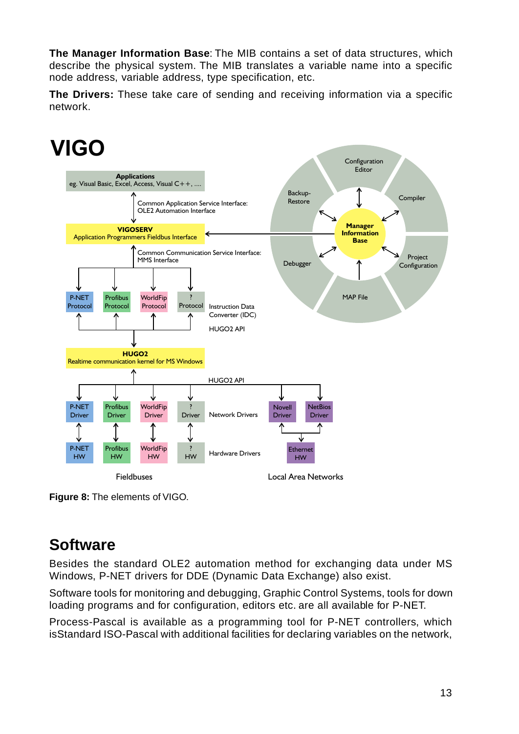**The Manager Information Base**: The MIB contains a set of data structures, which describe the physical system. The MIB translates a variable name into a specific node address, variable address, type specification, etc.

**The Drivers:** These take care of sending and receiving information via a specific network.

# VIGO

Applications
eg. Visual Basic, Excel, Access, Visual C++, ....

Common Application Service Interface:
OLE2 Automation Interface

VIGOSERV
Application Programmers Fieldbus Interface

Common Communication Service Interface:
MMS Interface

P-NET Protocol | Profibus Protocol | WorldFip Protocol | ? Protocol — Instruction Data Converter (IDC)

HUGO2 API

HUGO2
Realtime communication kernel for MS Windows

HUGO2 API

P-NET Driver | Profibus Driver | WorldFip Driver | ? Driver — Network Drivers — Novell Driver | NetBios Driver

P-NET HW | Profibus HW | WorldFip HW | ? HW — Hardware Drivers — Ethernet HW

Fieldbuses — Local Area Networks

Manager Information Base: Configuration Editor, Compiler, Project Configuration, MAP File, Debugger, Backup-Restore

**Figure 8:** The elements of VIGO.

## Software

Besides the standard OLE2 automation method for exchanging data under MS Windows, P-NET drivers for DDE (Dynamic Data Exchange) also exist.

Software tools for monitoring and debugging, Graphic Control Systems, tools for down loading programs and for configuration, editors etc. are all available for P-NET.

Process-Pascal is available as a programming tool for P-NET controllers, which isStandard ISO-Pascal with additional facilities for declaring variables on the network,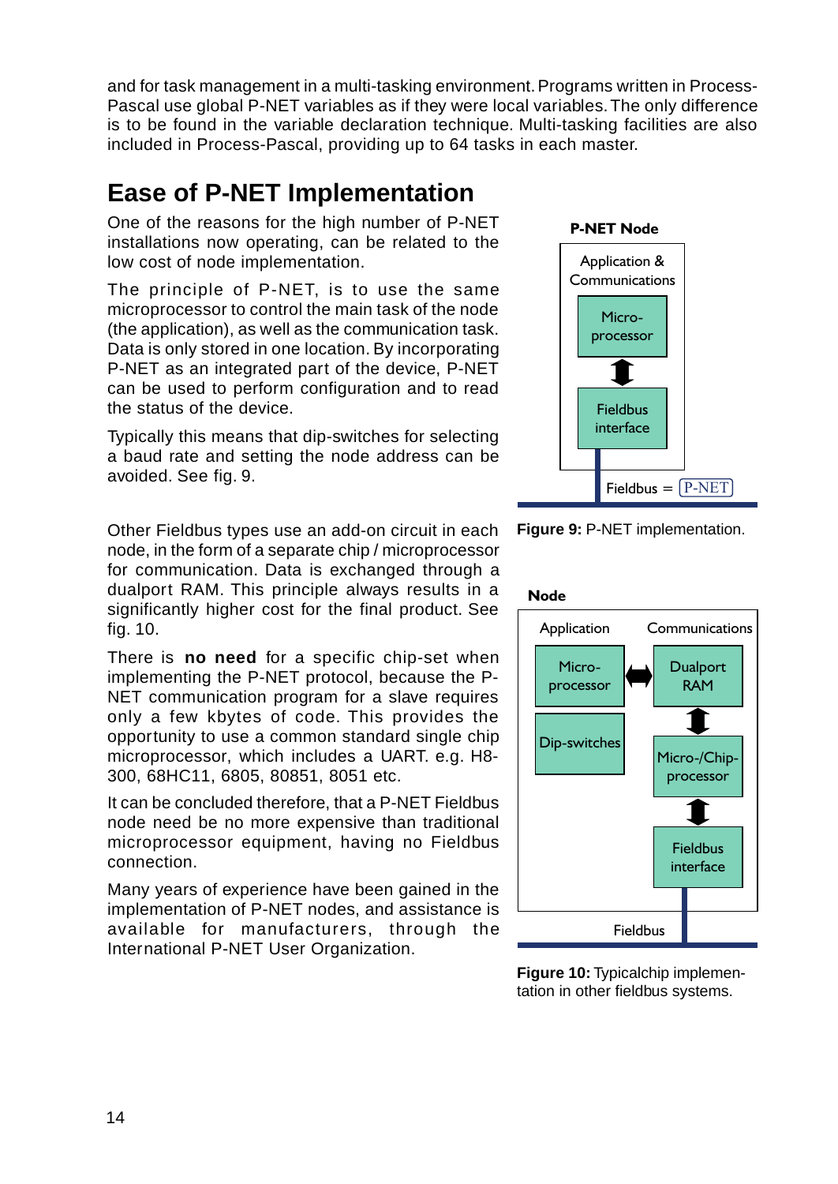and for task management in a multi-tasking environment. Programs written in Process-Pascal use global P-NET variables as if they were local variables. The only difference is to be found in the variable declaration technique. Multi-tasking facilities are also included in Process-Pascal, providing up to 64 tasks in each master.

## Ease of P-NET Implementation

One of the reasons for the high number of P-NET installations now operating, can be related to the low cost of node implementation.

The principle of P-NET, is to use the same microprocessor to control the main task of the node (the application), as well as the communication task. Data is only stored in one location. By incorporating P-NET as an integrated part of the device, P-NET can be used to perform configuration and to read the status of the device.

Typically this means that dip-switches for selecting a baud rate and setting the node address can be avoided. See fig. 9.

**P-NET Node**

Application & Communications

Micro-processor

Fieldbus interface

Fieldbus = P-NET

**Figure 9:** P-NET implementation.

Other Fieldbus types use an add-on circuit in each node, in the form of a separate chip / microprocessor for communication. Data is exchanged through a dualport RAM. This principle always results in a significantly higher cost for the final product. See fig. 10.

There is **no need** for a specific chip-set when implementing the P-NET protocol, because the P-NET communication program for a slave requires only a few kbytes of code. This provides the opportunity to use a common standard single chip microprocessor, which includes a UART. e.g. H8-300, 68HC11, 6805, 80851, 8051 etc.

It can be concluded therefore, that a P-NET Fieldbus node need be no more expensive than traditional microprocessor equipment, having no Fieldbus connection.

Many years of experience have been gained in the implementation of P-NET nodes, and assistance is available for manufacturers, through the International P-NET User Organization.

**Node**

Application | Communications

Micro-processor | Dualport RAM

Dip-switches | Micro-/Chip-processor

Fieldbus interface

Fieldbus

**Figure 10:** Typicalchip implementation in other fieldbus systems.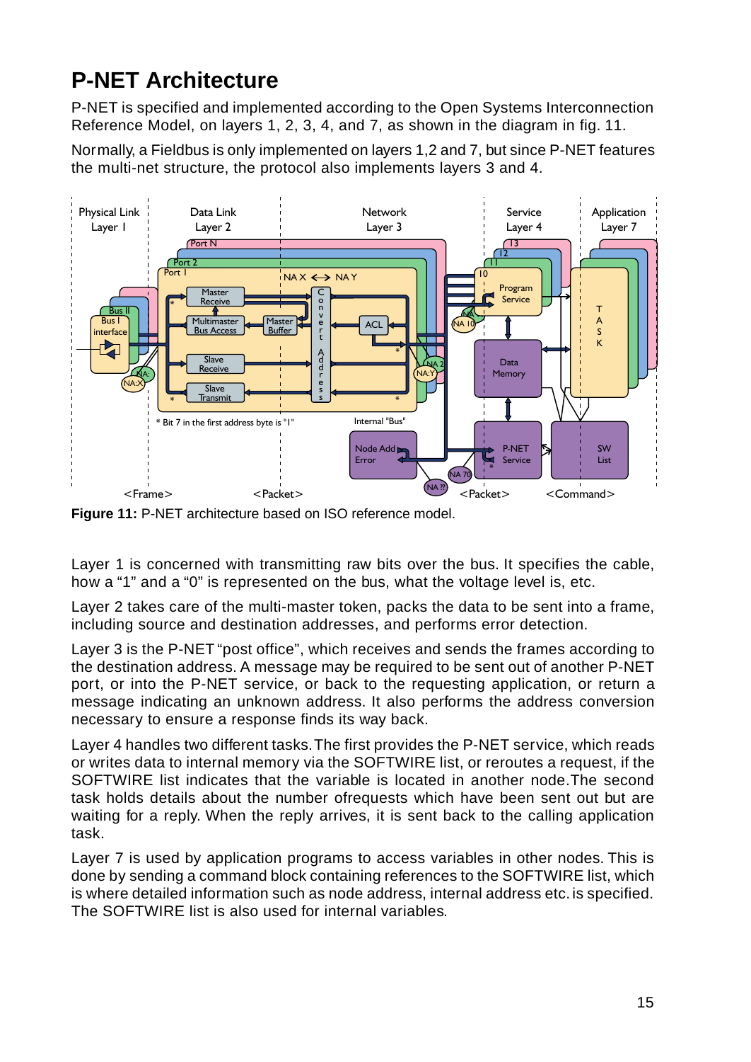# P-NET Architecture

P-NET is specified and implemented according to the Open Systems Interconnection Reference Model, on layers 1, 2, 3, 4, and 7, as shown in the diagram in fig. 11.

Normally, a Fieldbus is only implemented on layers 1,2 and 7, but since P-NET features the multi-net structure, the protocol also implements layers 3 and 4.

**Figure 11:** P-NET architecture based on ISO reference model.

Layer 1 is concerned with transmitting raw bits over the bus. It specifies the cable, how a “1” and a “0” is represented on the bus, what the voltage level is, etc.

Layer 2 takes care of the multi-master token, packs the data to be sent into a frame, including source and destination addresses, and performs error detection.

Layer 3 is the P-NET “post office”, which receives and sends the frames according to the destination address. A message may be required to be sent out of another P-NET port, or into the P-NET service, or back to the requesting application, or return a message indicating an unknown address. It also performs the address conversion necessary to ensure a response finds its way back.

Layer 4 handles two different tasks. The first provides the P-NET service, which reads or writes data to internal memory via the SOFTWIRE list, or reroutes a request, if the SOFTWIRE list indicates that the variable is located in another node.The second task holds details about the number ofrequests which have been sent out but are waiting for a reply. When the reply arrives, it is sent back to the calling application task.

Layer 7 is used by application programs to access variables in other nodes. This is done by sending a command block containing references to the SOFTWIRE list, which is where detailed information such as node address, internal address etc. is specified. The SOFTWIRE list is also used for internal variables.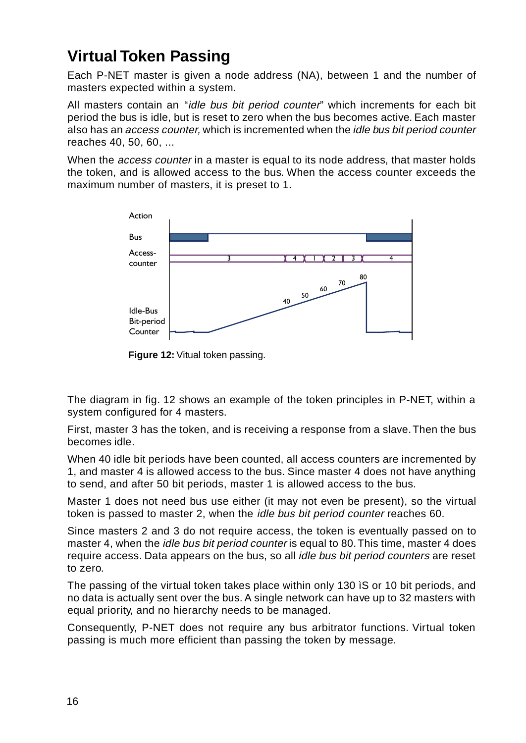# Virtual Token Passing

Each P-NET master is given a node address (NA), between 1 and the number of masters expected within a system.

All masters contain an "*idle bus bit period counter*" which increments for each bit period the bus is idle, but is reset to zero when the bus becomes active. Each master also has an *access counter,* which is incremented when the *idle bus bit period counter* reaches 40, 50, 60, ...

When the *access counter* in a master is equal to its node address, that master holds the token, and is allowed access to the bus. When the access counter exceeds the maximum number of masters, it is preset to 1.

**Figure 12:** Vitual token passing.

The diagram in fig. 12 shows an example of the token principles in P-NET, within a system configured for 4 masters.

First, master 3 has the token, and is receiving a response from a slave. Then the bus becomes idle.

When 40 idle bit periods have been counted, all access counters are incremented by 1, and master 4 is allowed access to the bus. Since master 4 does not have anything to send, and after 50 bit periods, master 1 is allowed access to the bus.

Master 1 does not need bus use either (it may not even be present), so the virtual token is passed to master 2, when the *idle bus bit period counter* reaches 60.

Since masters 2 and 3 do not require access, the token is eventually passed on to master 4, when the *idle bus bit period counter* is equal to 80. This time, master 4 does require access. Data appears on the bus, so all *idle bus bit period counters* are reset to zero.

The passing of the virtual token takes place within only 130 ìS or 10 bit periods, and no data is actually sent over the bus. A single network can have up to 32 masters with equal priority, and no hierarchy needs to be managed.

Consequently, P-NET does not require any bus arbitrator functions. Virtual token passing is much more efficient than passing the token by message.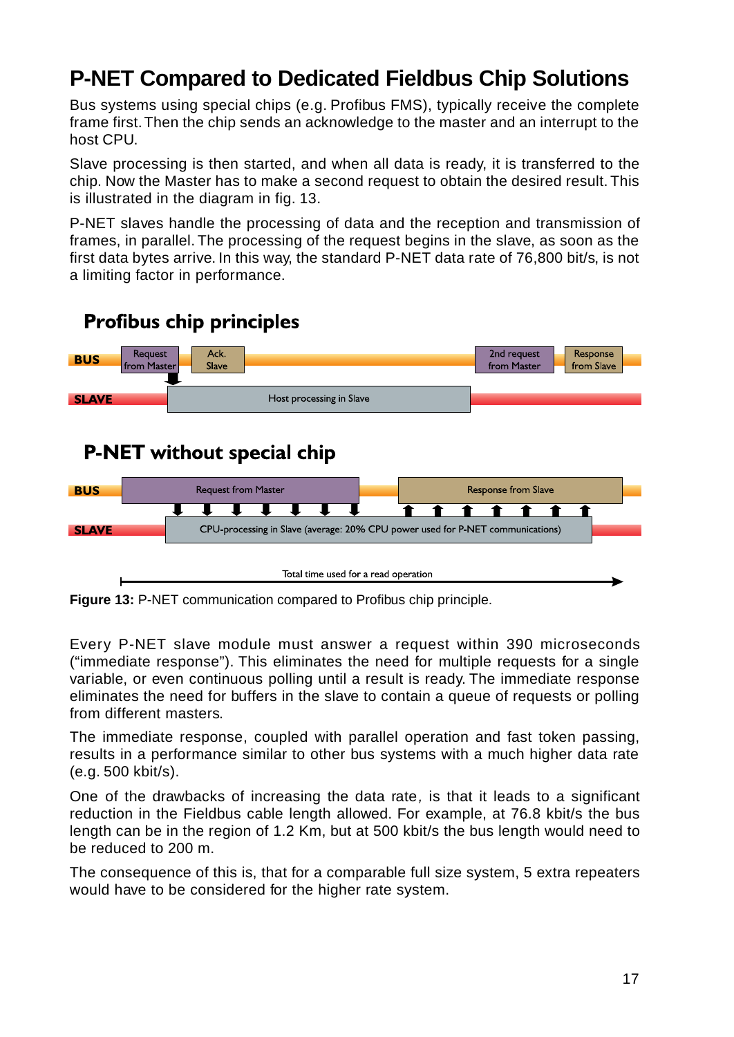# P-NET Compared to Dedicated Fieldbus Chip Solutions

Bus systems using special chips (e.g. Profibus FMS), typically receive the complete frame first. Then the chip sends an acknowledge to the master and an interrupt to the host CPU.

Slave processing is then started, and when all data is ready, it is transferred to the chip. Now the Master has to make a second request to obtain the desired result. This is illustrated in the diagram in fig. 13.

P-NET slaves handle the processing of data and the reception and transmission of frames, in parallel. The processing of the request begins in the slave, as soon as the first data bytes arrive. In this way, the standard P-NET data rate of 76,800 bit/s, is not a limiting factor in performance.

## Profibus chip principles

BUS: Request from Master | Ack. Slave | 2nd request from Master | Response from Slave

SLAVE: Host processing in Slave

## P-NET without special chip

BUS: Request from Master | Response from Slave

SLAVE: CPU-processing in Slave (average: 20% CPU power used for P-NET communications)

Total time used for a read operation

**Figure 13:** P-NET communication compared to Profibus chip principle.

Every P-NET slave module must answer a request within 390 microseconds ("immediate response"). This eliminates the need for multiple requests for a single variable, or even continuous polling until a result is ready. The immediate response eliminates the need for buffers in the slave to contain a queue of requests or polling from different masters.

The immediate response, coupled with parallel operation and fast token passing, results in a performance similar to other bus systems with a much higher data rate (e.g. 500 kbit/s).

One of the drawbacks of increasing the data rate, is that it leads to a significant reduction in the Fieldbus cable length allowed. For example, at 76.8 kbit/s the bus length can be in the region of 1.2 Km, but at 500 kbit/s the bus length would need to be reduced to 200 m.

The consequence of this is, that for a comparable full size system, 5 extra repeaters would have to be considered for the higher rate system.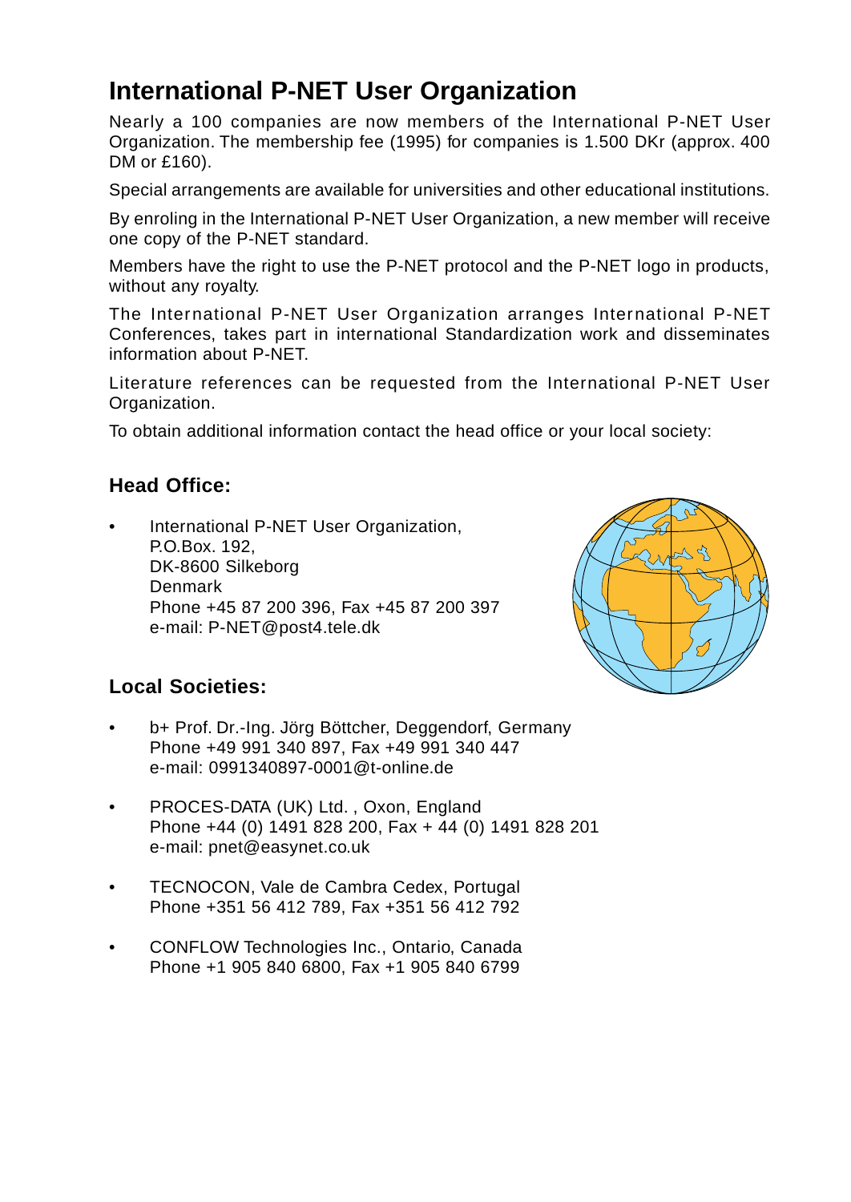# International P-NET User Organization

Nearly a 100 companies are now members of the International P-NET User Organization. The membership fee (1995) for companies is 1.500 DKr (approx. 400 DM or £160).

Special arrangements are available for universities and other educational institutions.

By enroling in the International P-NET User Organization, a new member will receive one copy of the P-NET standard.

Members have the right to use the P-NET protocol and the P-NET logo in products, without any royalty.

The International P-NET User Organization arranges International P-NET Conferences, takes part in international Standardization work and disseminates information about P-NET.

Literature references can be requested from the International P-NET User Organization.

To obtain additional information contact the head office or your local society:

## Head Office:

- International P-NET User Organization,
  P.O.Box. 192,
  DK-8600 Silkeborg
  Denmark
  Phone +45 87 200 396, Fax +45 87 200 397
  e-mail: P-NET@post4.tele.dk

## Local Societies:

- b+ Prof. Dr.-Ing. Jörg Böttcher, Deggendorf, Germany
  Phone +49 991 340 897, Fax +49 991 340 447
  e-mail: 0991340897-0001@t-online.de

- PROCES-DATA (UK) Ltd. , Oxon, England
  Phone +44 (0) 1491 828 200, Fax + 44 (0) 1491 828 201
  e-mail: pnet@easynet.co.uk

- TECNOCON, Vale de Cambra Cedex, Portugal
  Phone +351 56 412 789, Fax +351 56 412 792

- CONFLOW Technologies Inc., Ontario, Canada
  Phone +1 905 840 6800, Fax +1 905 840 6799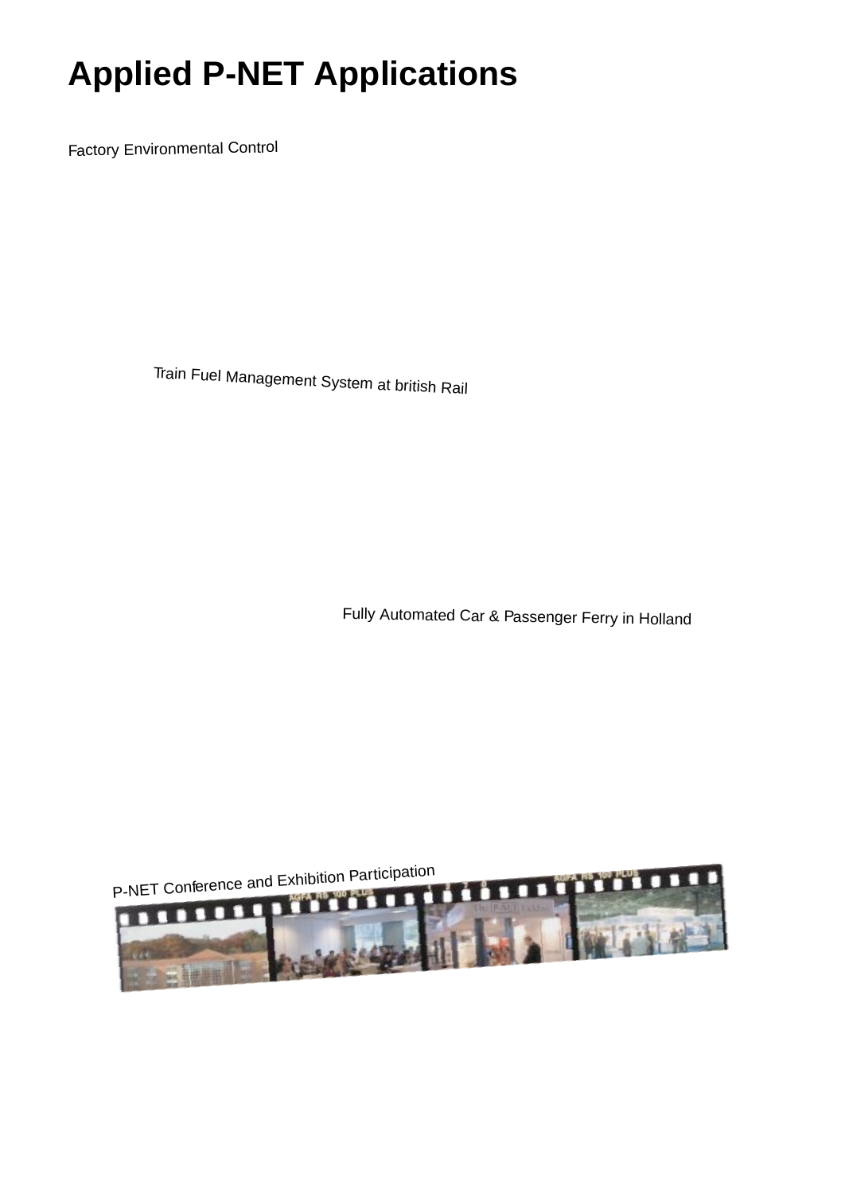# Applied P-NET Applications

Factory Environmental Control

Train Fuel Management System at british Rail

Fully Automated Car & Passenger Ferry in Holland

P-NET Conference and Exhibition Participation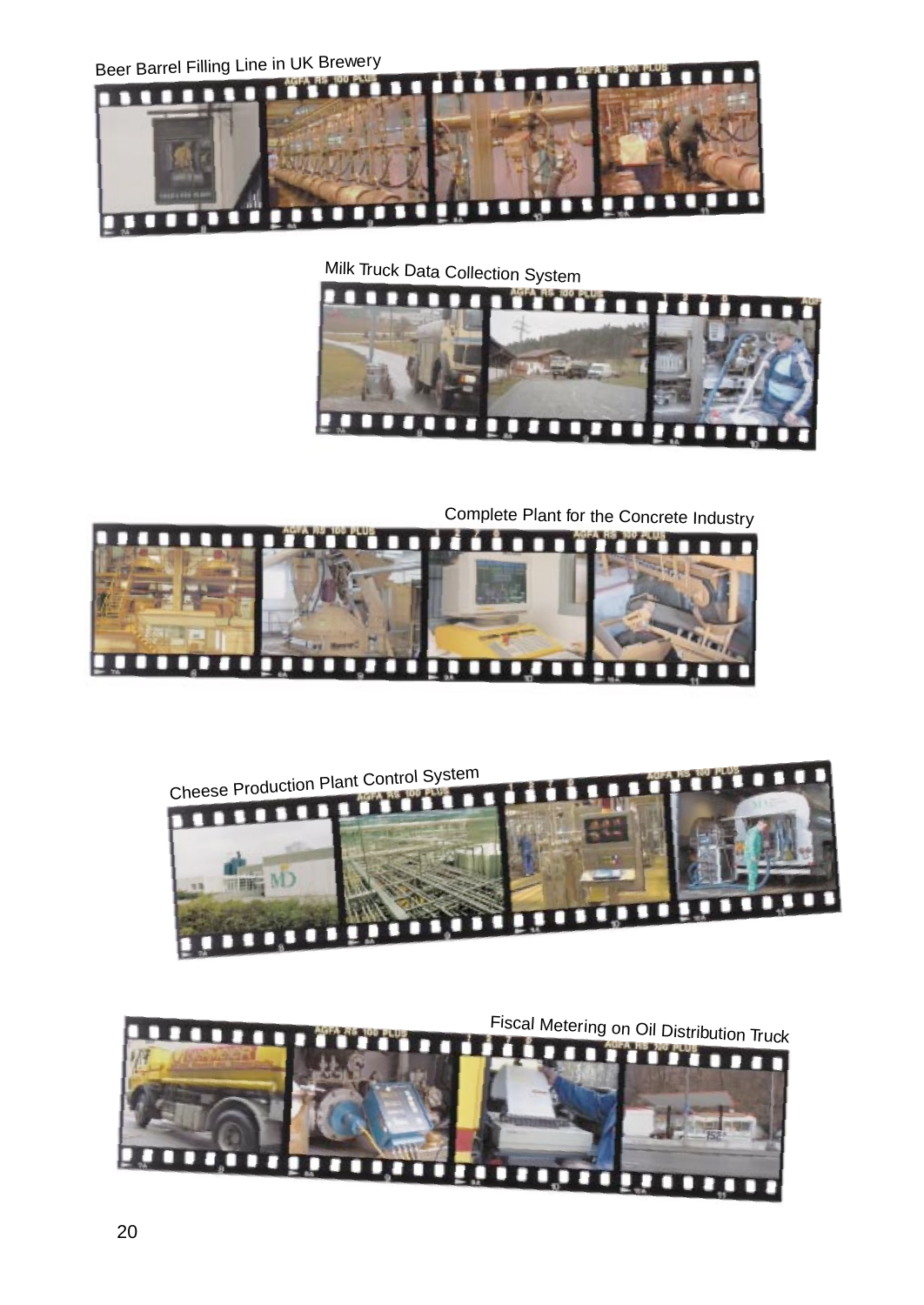Beer Barrel Filling Line in UK Brewery

Milk Truck Data Collection System

Complete Plant for the Concrete Industry

Cheese Production Plant Control System

Fiscal Metering on Oil Distribution Truck